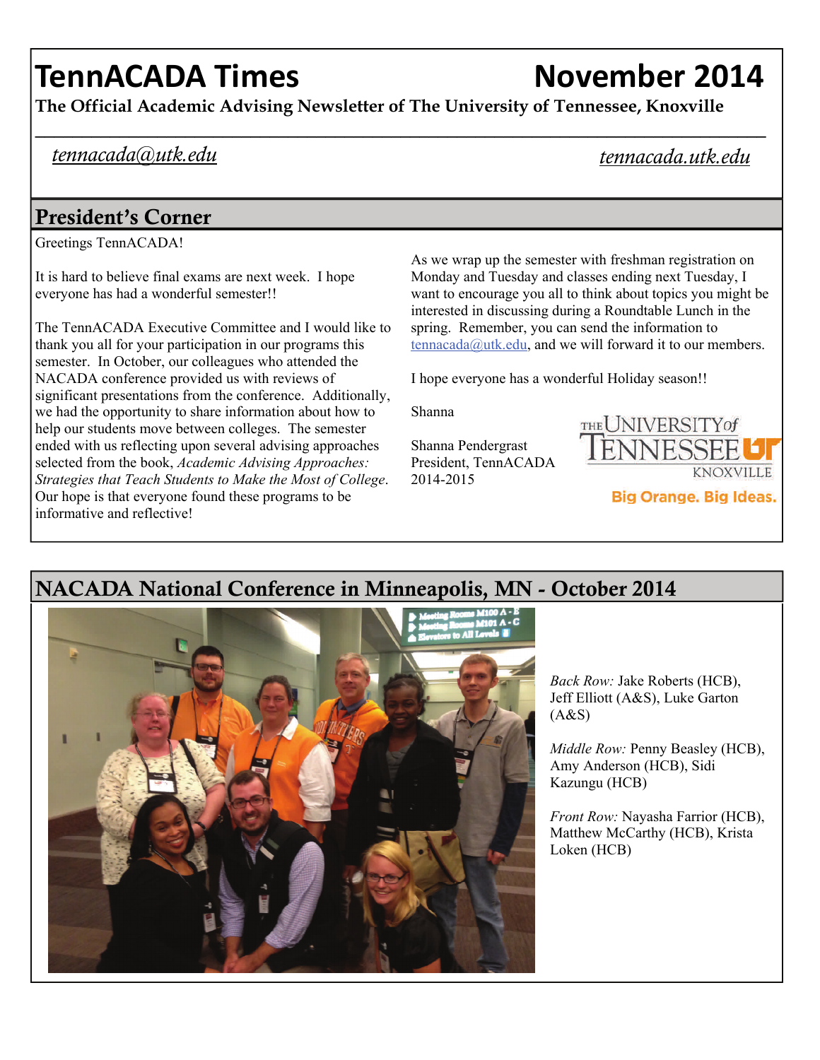# TennACADA Times

# November 2014

**The Official Academic Advising Newsletter of The University of Tennessee, Knoxville**

*tennacada@utk.edu*

*tennacada.utk.edu*

## President's Corner

Greetings TennACADA!

It is hard to believe final exams are next week. I hope everyone has had a wonderful semester!!

The TennACADA Executive Committee and I would like to thank you all for your participation in our programs this semester. In October, our colleagues who attended the NACADA conference provided us with reviews of significant presentations from the conference. Additionally, we had the opportunity to share information about how to help our students move between colleges. The semester ended with us reflecting upon several advising approaches selected from the book, *Academic Advising Approaches: Strategies that Teach Students to Make the Most of College*. Our hope is that everyone found these programs to be informative and reflective!

As we wrap up the semester with freshman registration on Monday and Tuesday and classes ending next Tuesday, I want to encourage you all to think about topics you might be interested in discussing during a Roundtable Lunch in the spring. Remember, you can send the information to tennacada@utk.edu, and we will forward it to our members.

I hope everyone has a wonderful Holiday season!!

Shanna

Shanna Pendergrast
President, TennACADA
2014-2015

THE UNIVERSITY of TENNESSEE KNOXVILLE

Big Orange. Big Ideas.

## NACADA National Conference in Minneapolis, MN - October 2014

*Back Row:* Jake Roberts (HCB), Jeff Elliott (A&S), Luke Garton (A&S)

*Middle Row:* Penny Beasley (HCB), Amy Anderson (HCB), Sidi Kazungu (HCB)

*Front Row:* Nayasha Farrior (HCB), Matthew McCarthy (HCB), Krista Loken (HCB)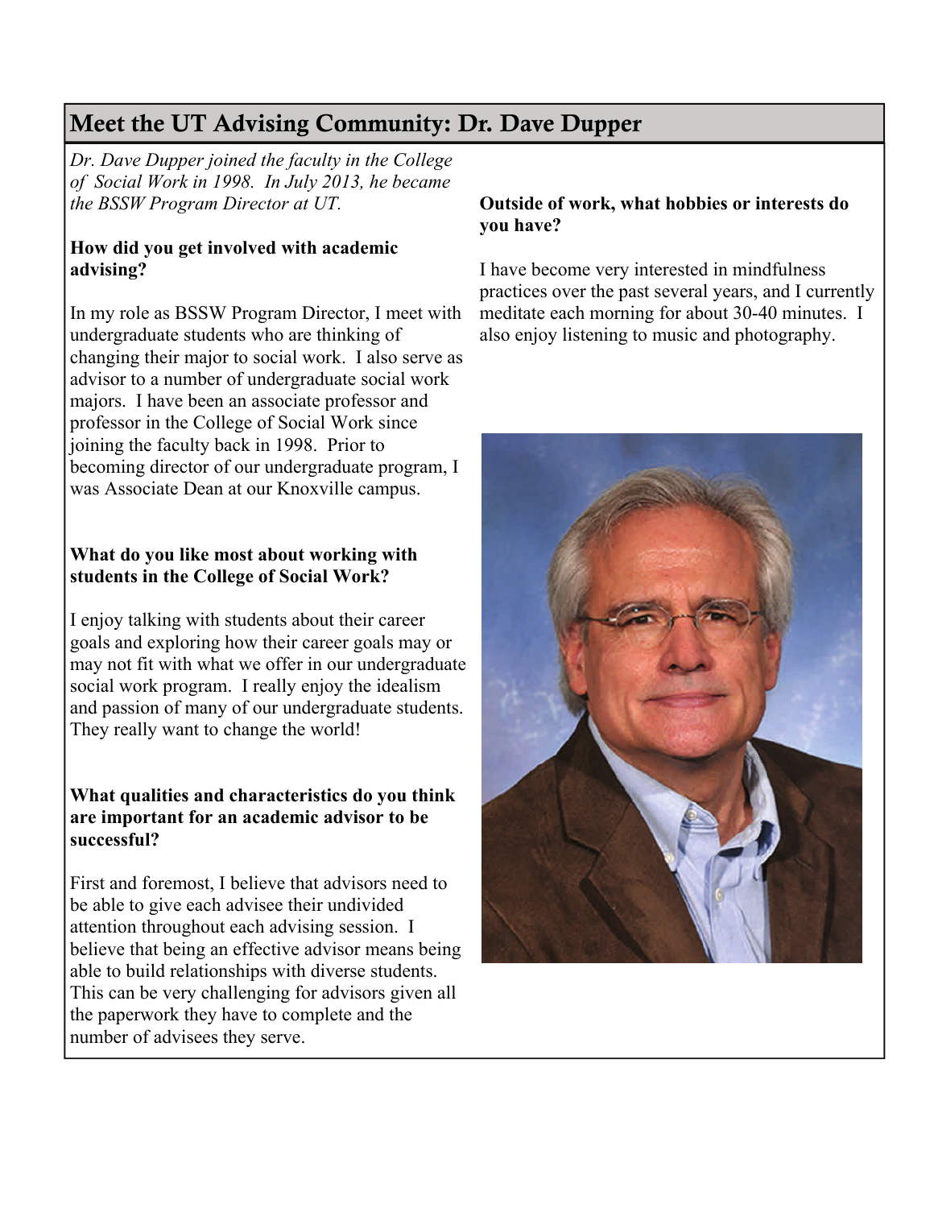## Meet the UT Advising Community: Dr. Dave Dupper

*Dr. Dave Dupper joined the faculty in the College of Social Work in 1998. In July 2013, he became the BSSW Program Director at UT.*

**How did you get involved with academic advising?**

In my role as BSSW Program Director, I meet with undergraduate students who are thinking of changing their major to social work. I also serve as advisor to a number of undergraduate social work majors. I have been an associate professor and professor in the College of Social Work since joining the faculty back in 1998. Prior to becoming director of our undergraduate program, I was Associate Dean at our Knoxville campus.

**What do you like most about working with students in the College of Social Work?**

I enjoy talking with students about their career goals and exploring how their career goals may or may not fit with what we offer in our undergraduate social work program. I really enjoy the idealism and passion of many of our undergraduate students. They really want to change the world!

**What qualities and characteristics do you think are important for an academic advisor to be successful?**

First and foremost, I believe that advisors need to be able to give each advisee their undivided attention throughout each advising session. I believe that being an effective advisor means being able to build relationships with diverse students. This can be very challenging for advisors given all the paperwork they have to complete and the number of advisees they serve.

**Outside of work, what hobbies or interests do you have?**

I have become very interested in mindfulness practices over the past several years, and I currently meditate each morning for about 30-40 minutes. I also enjoy listening to music and photography.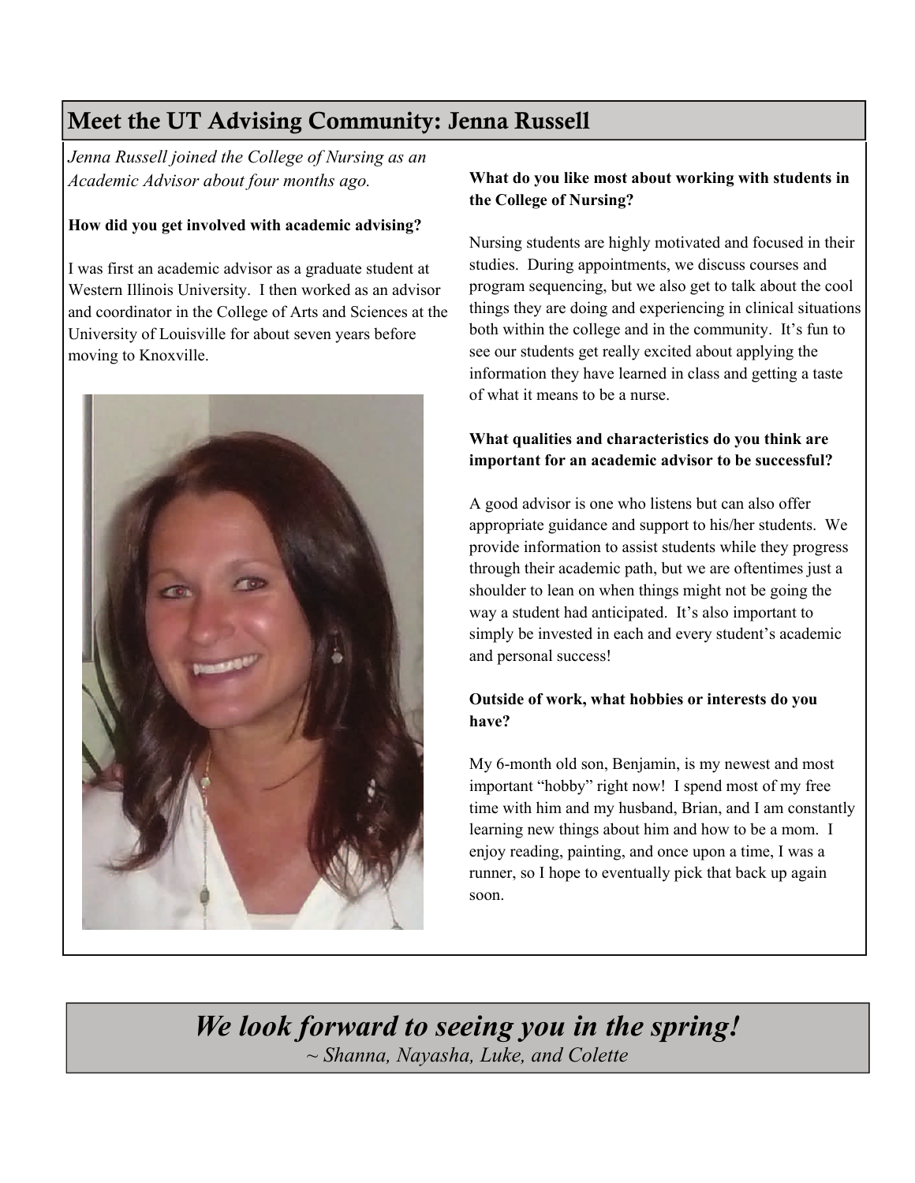## Meet the UT Advising Community: Jenna Russell

*Jenna Russell joined the College of Nursing as an Academic Advisor about four months ago.*

**How did you get involved with academic advising?**

I was first an academic advisor as a graduate student at Western Illinois University. I then worked as an advisor and coordinator in the College of Arts and Sciences at the University of Louisville for about seven years before moving to Knoxville.

**What do you like most about working with students in the College of Nursing?**

Nursing students are highly motivated and focused in their studies. During appointments, we discuss courses and program sequencing, but we also get to talk about the cool things they are doing and experiencing in clinical situations both within the college and in the community. It's fun to see our students get really excited about applying the information they have learned in class and getting a taste of what it means to be a nurse.

**What qualities and characteristics do you think are important for an academic advisor to be successful?**

A good advisor is one who listens but can also offer appropriate guidance and support to his/her students. We provide information to assist students while they progress through their academic path, but we are oftentimes just a shoulder to lean on when things might not be going the way a student had anticipated. It's also important to simply be invested in each and every student's academic and personal success!

**Outside of work, what hobbies or interests do you have?**

My 6-month old son, Benjamin, is my newest and most important "hobby" right now! I spend most of my free time with him and my husband, Brian, and I am constantly learning new things about him and how to be a mom. I enjoy reading, painting, and once upon a time, I was a runner, so I hope to eventually pick that back up again soon.

*We look forward to seeing you in the spring!*

*~ Shanna, Nayasha, Luke, and Colette*